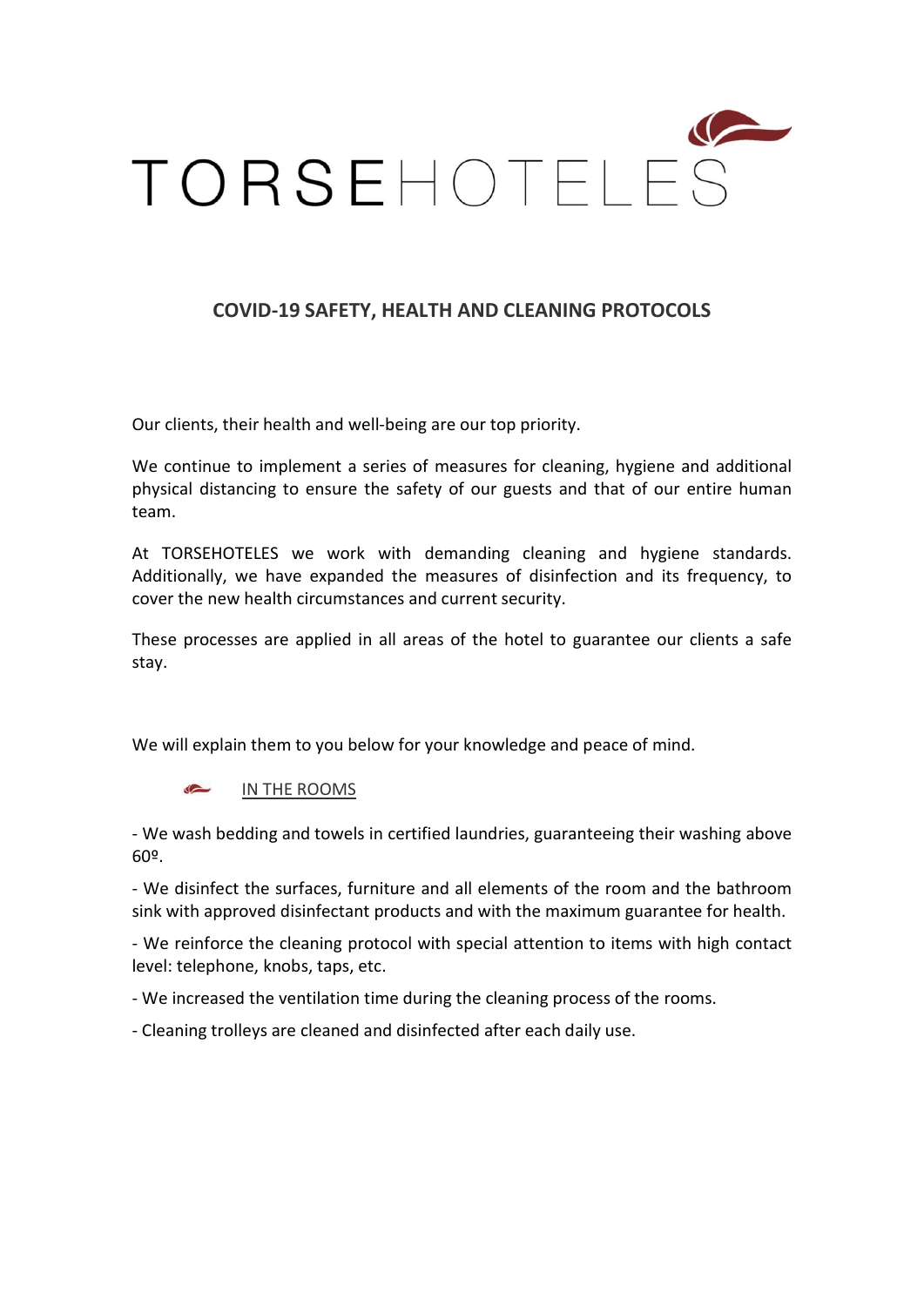# TORSEHOTELES

## COVID-19 SAFETY, HEALTH AND CLEANING PROTOCOLS

Our clients, their health and well-being are our top priority.

We continue to implement a series of measures for cleaning, hygiene and additional physical distancing to ensure the safety of our guests and that of our entire human team.

At TORSEHOTELES we work with demanding cleaning and hygiene standards. Additionally, we have expanded the measures of disinfection and its frequency, to cover the new health circumstances and current security.

These processes are applied in all areas of the hotel to guarantee our clients a safe stay.

We will explain them to you below for your knowledge and peace of mind.

### IN THE ROOMS

- We wash bedding and towels in certified laundries, guaranteeing their washing above 60º.

- We disinfect the surfaces, furniture and all elements of the room and the bathroom sink with approved disinfectant products and with the maximum guarantee for health.

- We reinforce the cleaning protocol with special attention to items with high contact level: telephone, knobs, taps, etc.

- We increased the ventilation time during the cleaning process of the rooms.

- Cleaning trolleys are cleaned and disinfected after each daily use.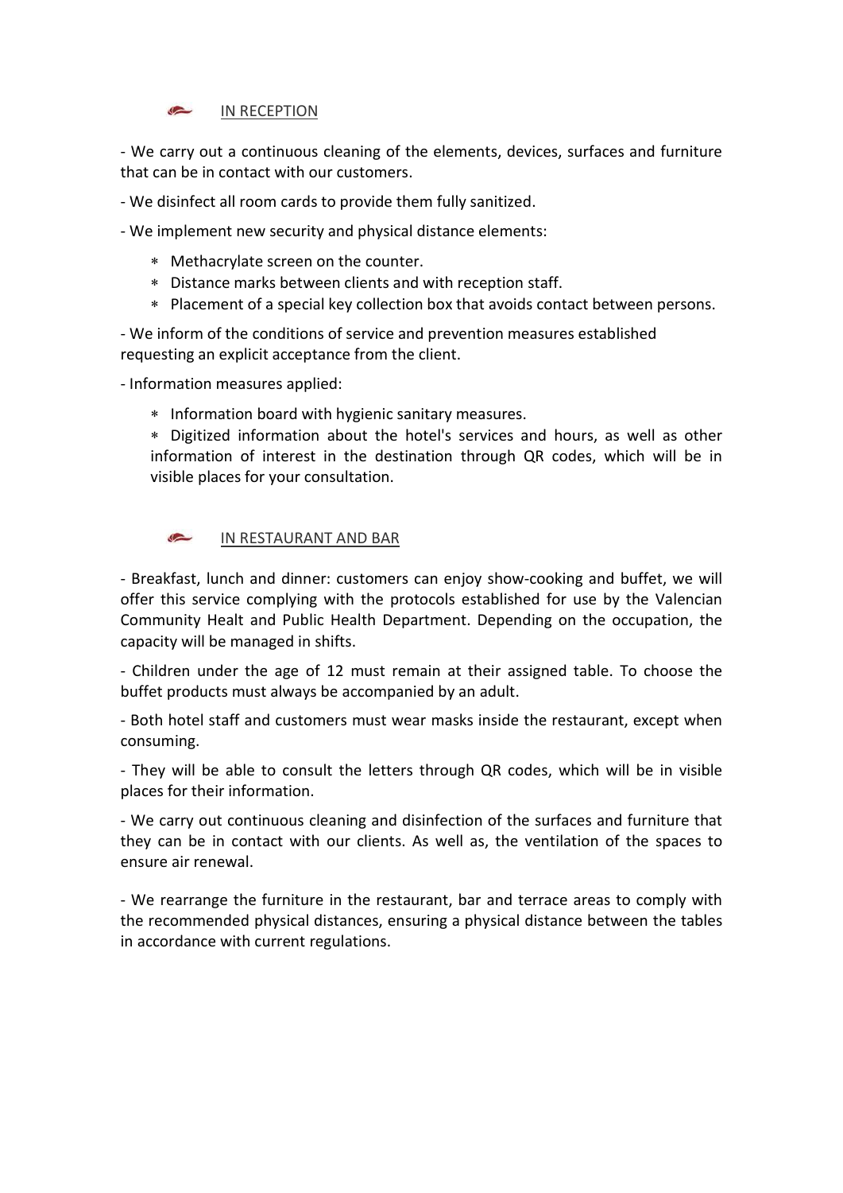## IN RECEPTION

- We carry out a continuous cleaning of the elements, devices, surfaces and furniture that can be in contact with our customers.

- We disinfect all room cards to provide them fully sanitized.

- We implement new security and physical distance elements:

  * Methacrylate screen on the counter.
  * Distance marks between clients and with reception staff.
  * Placement of a special key collection box that avoids contact between persons.

- We inform of the conditions of service and prevention measures established requesting an explicit acceptance from the client.

- Information measures applied:

  * Information board with hygienic sanitary measures.
  * Digitized information about the hotel's services and hours, as well as other information of interest in the destination through QR codes, which will be in visible places for your consultation.

## IN RESTAURANT AND BAR

- Breakfast, lunch and dinner: customers can enjoy show-cooking and buffet, we will offer this service complying with the protocols established for use by the Valencian Community Healt and Public Health Department. Depending on the occupation, the capacity will be managed in shifts.

- Children under the age of 12 must remain at their assigned table. To choose the buffet products must always be accompanied by an adult.

- Both hotel staff and customers must wear masks inside the restaurant, except when consuming.

- They will be able to consult the letters through QR codes, which will be in visible places for their information.

- We carry out continuous cleaning and disinfection of the surfaces and furniture that they can be in contact with our clients. As well as, the ventilation of the spaces to ensure air renewal.

- We rearrange the furniture in the restaurant, bar and terrace areas to comply with the recommended physical distances, ensuring a physical distance between the tables in accordance with current regulations.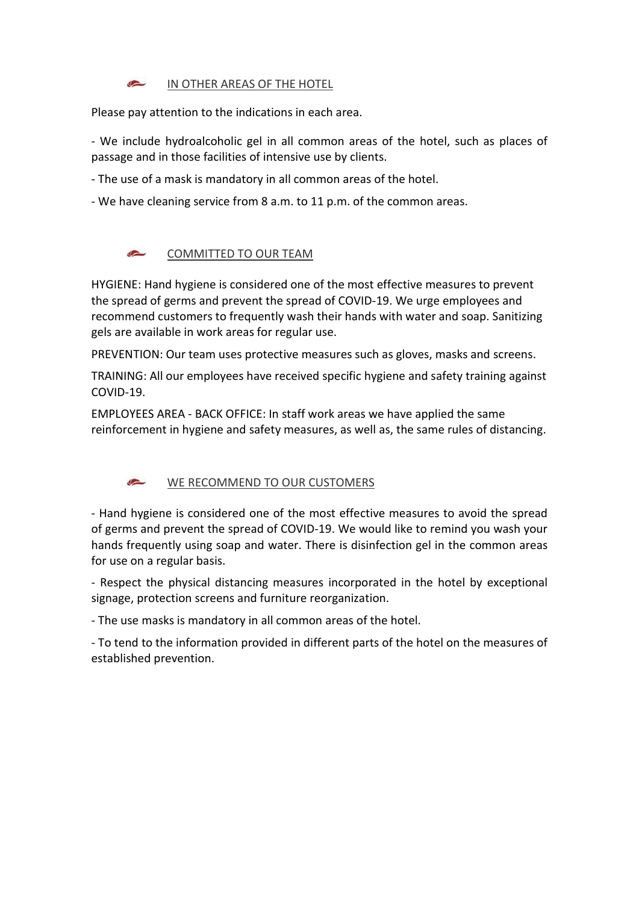## IN OTHER AREAS OF THE HOTEL

Please pay attention to the indications in each area.

- We include hydroalcoholic gel in all common areas of the hotel, such as places of passage and in those facilities of intensive use by clients.
- The use of a mask is mandatory in all common areas of the hotel.
- We have cleaning service from 8 a.m. to 11 p.m. of the common areas.

## COMMITTED TO OUR TEAM

HYGIENE: Hand hygiene is considered one of the most effective measures to prevent the spread of germs and prevent the spread of COVID-19. We urge employees and recommend customers to frequently wash their hands with water and soap. Sanitizing gels are available in work areas for regular use.

PREVENTION: Our team uses protective measures such as gloves, masks and screens.

TRAINING: All our employees have received specific hygiene and safety training against COVID-19.

EMPLOYEES AREA - BACK OFFICE: In staff work areas we have applied the same reinforcement in hygiene and safety measures, as well as, the same rules of distancing.

## WE RECOMMEND TO OUR CUSTOMERS

- Hand hygiene is considered one of the most effective measures to avoid the spread of germs and prevent the spread of COVID-19. We would like to remind you wash your hands frequently using soap and water. There is disinfection gel in the common areas for use on a regular basis.
- Respect the physical distancing measures incorporated in the hotel by exceptional signage, protection screens and furniture reorganization.
- The use masks is mandatory in all common areas of the hotel.
- To tend to the information provided in different parts of the hotel on the measures of established prevention.